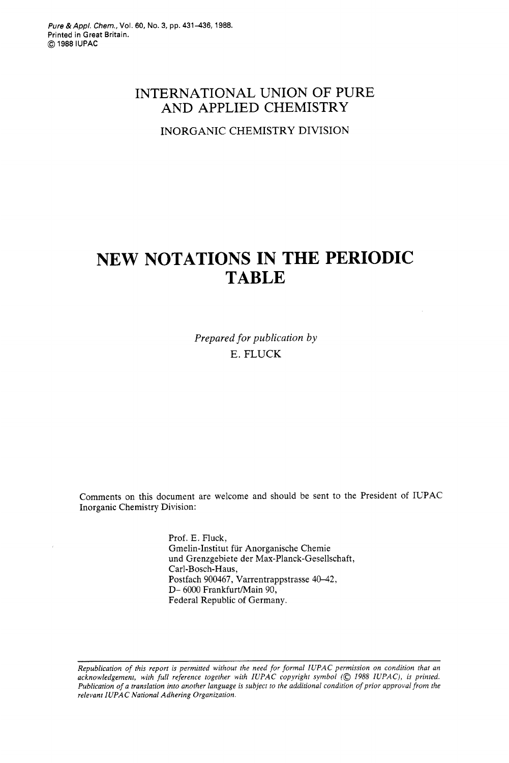Pure & Appl. Chem., Vol. 60, No. 3, pp. 431–436, 1988.
Printed in Great Britain.
© 1988 IUPAC

## INTERNATIONAL UNION OF PURE AND APPLIED CHEMISTRY

### INORGANIC CHEMISTRY DIVISION

# NEW NOTATIONS IN THE PERIODIC TABLE

*Prepared for publication by*
E. FLUCK

Comments on this document are welcome and should be sent to the President of IUPAC Inorganic Chemistry Division:

Prof. E. Fluck,
Gmelin-Institut für Anorganische Chemie
und Grenzgebiete der Max-Planck-Gesellschaft,
Carl-Bosch-Haus,
Postfach 900467, Varrentrappstrasse 40–42,
D- 6000 Frankfurt/Main 90,
Federal Republic of Germany.

---

*Republication of this report is permitted without the need for formal IUPAC permission on condition that an acknowledgement, with full reference together with IUPAC copyright symbol (© 1988 IUPAC), is printed. Publication of a translation into another language is subject to the additional condition of prior approval from the relevant IUPAC National Adhering Organization.*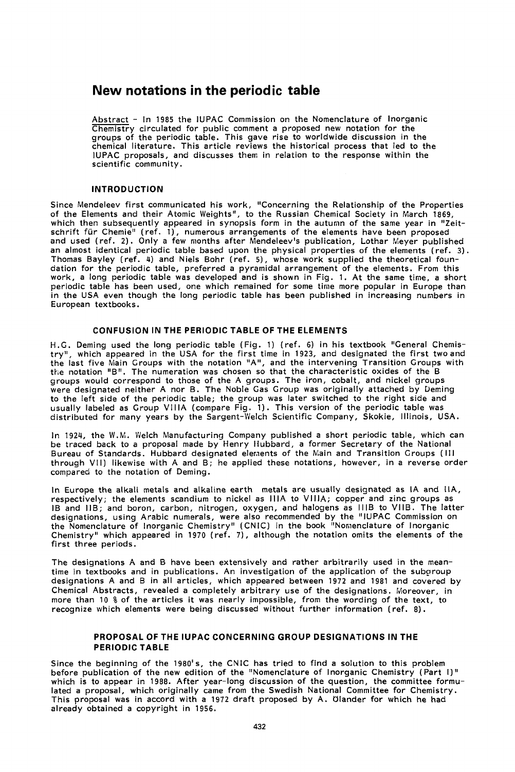# New notations in the periodic table

Abstract - In 1985 the IUPAC Commission on the Nomenclature of Inorganic Chemistry circulated for public comment a proposed new notation for the groups of the periodic table. This gave rise to worldwide discussion in the chemical literature. This article reviews the historical process that led to the IUPAC proposals, and discusses them in relation to the response within the scientific community.

## INTRODUCTION

Since Mendeleev first communicated his work, "Concerning the Relationship of the Properties of the Elements and their Atomic Weights", to the Russian Chemical Society in March 1869, which then subsequently appeared in synopsis form in the autumn of the same year in "Zeitschrift für Chemie" (ref. 1), numerous arrangements of the elements have been proposed and used (ref. 2). Only a few months after Mendeleev's publication, Lothar Meyer published an almost identical periodic table based upon the physical properties of the elements (ref. 3). Thomas Bayley (ref. 4) and Niels Bohr (ref. 5), whose work supplied the theoretical foundation for the periodic table, preferred a pyramidal arrangement of the elements. From this work, a long periodic table was developed and is shown in Fig. 1. At the same time, a short periodic table has been used, one which remained for some time more popular in Europe than in the USA even though the long periodic table has been published in increasing numbers in European textbooks.

## CONFUSION IN THE PERIODIC TABLE OF THE ELEMENTS

H.G. Deming used the long periodic table (Fig. 1) (ref. 6) in his textbook "General Chemistry", which appeared in the USA for the first time in 1923, and designated the first two and the last five Main Groups with the notation "A", and the intervening Transition Groups with the notation "B". The numeration was chosen so that the characteristic oxides of the B groups would correspond to those of the A groups. The iron, cobalt, and nickel groups were designated neither A nor B. The Noble Gas Group was originally attached by Deming to the left side of the periodic table; the group was later switched to the right side and usually labeled as Group VIIIA (compare Fig. 1). This version of the periodic table was distributed for many years by the Sargent-Welch Scientific Company, Skokie, Illinois, USA.

In 1924, the W.M. Welch Manufacturing Company published a short periodic table, which can be traced back to a proposal made by Henry Hubbard, a former Secretary of the National Bureau of Standards. Hubbard designated elements of the Main and Transition Groups (III through VII) likewise with A and B; he applied these notations, however, in a reverse order compared to the notation of Deming.

In Europe the alkali metals and alkaline earth metals are usually designated as IA and IIA, respectively; the elements scandium to nickel as IIIA to VIIIA; copper and zinc groups as IB and IIB; and boron, carbon, nitrogen, oxygen, and halogens as IIIB to VIIB. The latter designations, using Arabic numerals, were also recommended by the "IUPAC Commission on the Nomenclature of Inorganic Chemistry" (CNIC) in the book "Nomenclature of Inorganic Chemistry" which appeared in 1970 (ref. 7), although the notation omits the elements of the first three periods.

The designations A and B have been extensively and rather arbitrarily used in the meantime in textbooks and in publications. An investigation of the application of the subgroup designations A and B in all articles, which appeared between 1972 and 1981 and covered by Chemical Abstracts, revealed a completely arbitrary use of the designations. Moreover, in more than 10 % of the articles it was nearly impossible, from the wording of the text, to recognize which elements were being discussed without further information (ref. 8).

## PROPOSAL OF THE IUPAC CONCERNING GROUP DESIGNATIONS IN THE PERIODIC TABLE

Since the beginning of the 1980's, the CNIC has tried to find a solution to this problem before publication of the new edition of the "Nomenclature of Inorganic Chemistry (Part I)" which is to appear in 1988. After year-long discussion of the question, the committee formulated a proposal, which originally came from the Swedish National Committee for Chemistry. This proposal was in accord with a 1972 draft proposed by A. Ölander for which he had already obtained a copyright in 1956.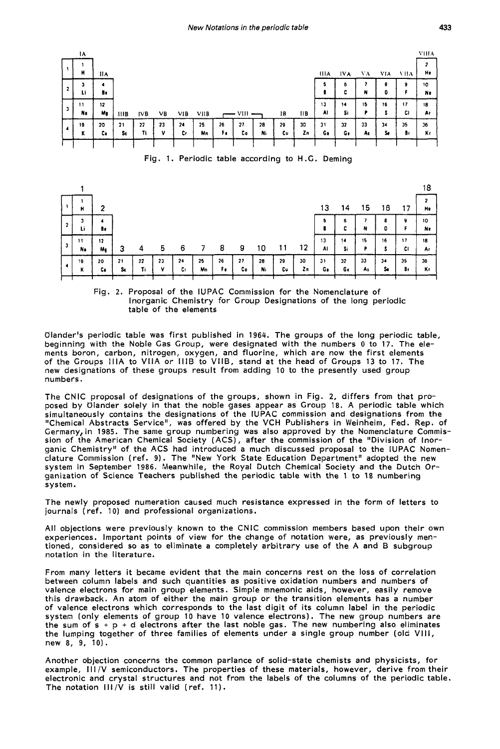| | IA | IIA | IIIB | IVB | VB | VIB | VIIB | VIII | | | IB | IIB | IIIA | IVA | VA | VIA | VIIA | VIIIA |
|---|---|---|---|---|---|---|---|---|---|---|---|---|---|---|---|---|---|---|
| 1 | 1 H | | | | | | | | | | | | | | | | | 2 He |
| 2 | 3 Li | 4 Be | | | | | | | | | | | 5 B | 6 C | 7 N | 8 O | 9 F | 10 Ne |
| 3 | 11 Na | 12 Mg | | | | | | | | | | | 13 Al | 14 Si | 15 P | 16 S | 17 Cl | 18 Ar |
| 4 | 19 K | 20 Ca | 21 Sc | 22 Ti | 23 V | 24 Cr | 25 Mn | 26 Fe | 27 Co | 28 Ni | 29 Cu | 30 Zn | 31 Ga | 32 Ge | 33 As | 34 Se | 35 Br | 36 Kr |

Fig. 1. Periodic table according to H.G. Deming

| | 1 | 2 | 3 | 4 | 5 | 6 | 7 | 8 | 9 | 10 | 11 | 12 | 13 | 14 | 15 | 16 | 17 | 18 |
|---|---|---|---|---|---|---|---|---|---|---|---|---|---|---|---|---|---|---|
| 1 | 1 H | | | | | | | | | | | | | | | | | 2 He |
| 2 | 3 Li | 4 Be | | | | | | | | | | | 5 B | 6 C | 7 N | 8 O | 9 F | 10 Ne |
| 3 | 11 Na | 12 Mg | | | | | | | | | | | 13 Al | 14 Si | 15 P | 16 S | 17 Cl | 18 Ar |
| 4 | 19 K | 20 Ca | 21 Sc | 22 Ti | 23 V | 24 Cr | 25 Mn | 26 Fe | 27 Co | 28 Ni | 29 Cu | 30 Zn | 31 Ga | 32 Ge | 33 As | 34 Se | 35 Br | 36 Kr |

Fig. 2. Proposal of the IUPAC Commission for the Nomenclature of Inorganic Chemistry for Group Designations of the long periodic table of the elements

Ölander's periodic table was first published in 1964. The groups of the long periodic table, beginning with the Noble Gas Group, were designated with the numbers 0 to 17. The elements boron, carbon, nitrogen, oxygen, and fluorine, which are now the first elements of the Groups IIIA to VIIA or IIIB to VIIB, stand at the head of Groups 13 to 17. The new designations of these groups result from adding 10 to the presently used group numbers.

The CNIC proposal of designations of the groups, shown in Fig. 2, differs from that proposed by Ölander solely in that the noble gases appear as Group 18. A periodic table which simultaneously contains the designations of the IUPAC commission and designations from the "Chemical Abstracts Service", was offered by the VCH Publishers in Weinheim, Fed. Rep. of Germany, in 1985. The same group numbering was also approved by the Nomenclature Commission of the American Chemical Society (ACS), after the commission of the "Division of Inorganic Chemistry" of the ACS had introduced a much discussed proposal to the IUPAC Nomenclature Commission (ref. 9). The "New York State Education Department" adopted the new system in September 1986. Meanwhile, the Royal Dutch Chemical Society and the Dutch Organization of Science Teachers published the periodic table with the 1 to 18 numbering system.

The newly proposed numeration caused much resistance expressed in the form of letters to journals (ref. 10) and professional organizations.

All objections were previously known to the CNIC commission members based upon their own experiences. Important points of view for the change of notation were, as previously mentioned, considered so as to eliminate a completely arbitrary use of the A and B subgroup notation in the literature.

From many letters it became evident that the main concerns rest on the loss of correlation between column labels and such quantities as positive oxidation numbers and numbers of valence electrons for main group elements. Simple mnemonic aids, however, easily remove this drawback. An atom of either the main group or the transition elements has a number of valence electrons which corresponds to the last digit of its column label in the periodic system (only elements of group 10 have 10 valence electrons). The new group numbers are the sum of s + p + d electrons after the last noble gas. The new numbering also eliminates the lumping together of three families of elements under a single group number (old VIII, new 8, 9, 10).

Another objection concerns the common parlance of solid-state chemists and physicists, for example, III/V semiconductors. The properties of these materials, however, derive from their electronic and crystal structures and not from the labels of the columns of the periodic table. The notation III/V is still valid (ref. 11).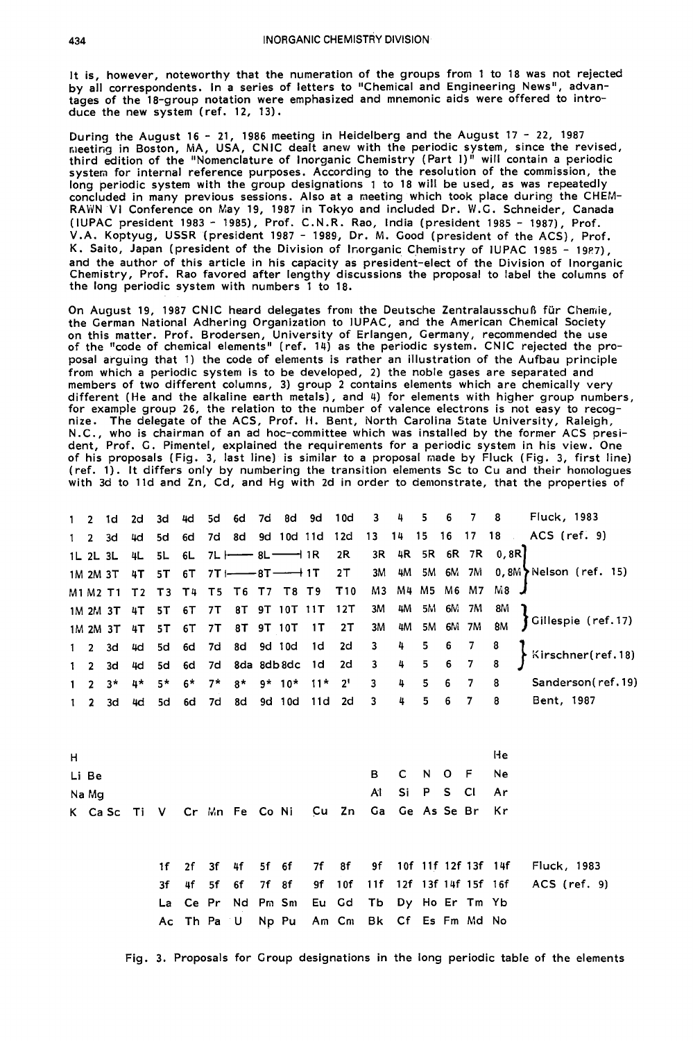It is, however, noteworthy that the numeration of the groups from 1 to 18 was not rejected by all correspondents. In a series of letters to "Chemical and Engineering News", advantages of the 18-group notation were emphasized and mnemonic aids were offered to introduce the new system (ref. 12, 13).

During the August 16 - 21, 1986 meeting in Heidelberg and the August 17 - 22, 1987 meeting in Boston, MA, USA, CNIC dealt anew with the periodic system, since the revised, third edition of the "Nomenclature of Inorganic Chemistry (Part I)" will contain a periodic system for internal reference purposes. According to the resolution of the commission, the long periodic system with the group designations 1 to 18 will be used, as was repeatedly concluded in many previous sessions. Also at a meeting which took place during the CHEMRAWN VI Conference on May 19, 1987 in Tokyo and included Dr. W.G. Schneider, Canada (IUPAC president 1983 - 1985), Prof. C.N.R. Rao, India (president 1985 - 1987), Prof. V.A. Koptyug, USSR (president 1987 - 1989, Dr. M. Good (president of the ACS), Prof. K. Saito, Japan (president of the Division of Inorganic Chemistry of IUPAC 1985 - 1987), and the author of this article in his capacity as president-elect of the Division of Inorganic Chemistry, Prof. Rao favored after lengthy discussions the proposal to label the columns of the long periodic system with numbers 1 to 18.

On August 19, 1987 CNIC heard delegates from the Deutsche Zentralausschuß für Chemie, the German National Adhering Organization to IUPAC, and the American Chemical Society on this matter. Prof. Brodersen, University of Erlangen, Germany, recommended the use of the "code of chemical elements" (ref. 14) as the periodic system. CNIC rejected the proposal arguing that 1) the code of elements is rather an illustration of the Aufbau principle from which a periodic system is to be developed, 2) the noble gases are separated and members of two different columns, 3) group 2 contains elements which are chemically very different (He and the alkaline earth metals), and 4) for elements with higher group numbers, for example group 26, the relation to the number of valence electrons is not easy to recognize. The delegate of the ACS, Prof. H. Bent, North Carolina State University, Raleigh, N.C., who is chairman of an ad hoc-committee which was installed by the former ACS president, Prof. G. Pimentel, explained the requirements for a periodic system in his view. One of his proposals (Fig. 3, last line) is similar to a proposal made by Fluck (Fig. 3, first line) (ref. 1). It differs only by numbering the transition elements Sc to Cu and their homologues with 3d to 11d and Zn, Cd, and Hg with 2d in order to demonstrate, that the properties of

| | | | | | | | | | | | | | | | | | | |
|---|---|---|---|---|---|---|---|---|---|---|---|---|---|---|---|---|---|---|
| 1 | 2 | 1d | 2d | 3d | 4d | 5d | 6d | 7d | 8d | 9d | 10d | 3 | 4 | 5 | 6 | 7 | 8 | Fluck, 1983 |
| 1 | 2 | 3d | 4d | 5d | 6d | 7d | 8d | 9d | 10d | 11d | 12d | 13 | 14 | 15 | 16 | 17 | 18 | ACS (ref. 9) |
| 1L | 2L | 3L | 4L | 5L | 6L | 7L |— | 8L | —| 1R | 2R | 3R | 4R | 5R | 6R | 7R | 0, 8R | Nelson (ref. 15) |
| 1M | 2M | 3T | 4T | 5T | 6T | 7T |— | 8T | —| 1T | 2T | 3M | 4M | 5M | 6M | 7M | 0, 8M | Nelson (ref. 15) |
| M1 | M2 | T1 | T2 | T3 | T4 | T5 | T6 | T7 | T8 | T9 | T10 | M3 | M4 | M5 | M6 | M7 | M8 | Nelson (ref. 15) |
| 1M | 2M | 3T | 4T | 5T | 6T | 7T | 8T | 9T | 10T | 11T | 12T | 3M | 4M | 5M | 6M | 7M | 8M | Gillespie (ref. 17) |
| 1M | 2M | 3T | 4T | 5T | 6T | 7T | 8T | 9T | 10T | 1T | 2T | 3M | 4M | 5M | 6M | 7M | 8M | Gillespie (ref. 17) |
| 1 | 2 | 3d | 4d | 5d | 6d | 7d | 8d | 9d | 10d | 1d | 2d | 3 | 4 | 5 | 6 | 7 | 8 | Kirschner (ref. 18) |
| 1 | 2 | 3d | 4d | 5d | 6d | 7d | 8da | 8db | 8dc | 1d | 2d | 3 | 4 | 5 | 6 | 7 | 8 | Kirschner (ref. 18) |
| 1 | 2 | 3* | 4* | 5* | 6* | 7* | 8* | 9* | 10* | 11* | 2' | 3 | 4 | 5 | 6 | 7 | 8 | Sanderson (ref. 19) |
| 1 | 2 | 3d | 4d | 5d | 6d | 7d | 8d | 9d | 10d | 11d | 2d | 3 | 4 | 5 | 6 | 7 | 8 | Bent, 1987 |
| H | | | | | | | | | | | | | | | | | He | |
| Li | Be | | | | | | | | | | | B | C | N | O | F | Ne | |
| Na | Mg | | | | | | | | | | | Al | Si | P | S | Cl | Ar | |
| K | Ca | Sc | Ti | V | Cr | Mn | Fe | Co | Ni | Cu | Zn | Ga | Ge | As | Se | Br | Kr | |

| | | | | | | | | | | | | | | |
|---|---|---|---|---|---|---|---|---|---|---|---|---|---|---|
| 1f | 2f | 3f | 4f | 5f | 6f | 7f | 8f | 9f | 10f | 11f | 12f | 13f | 14f | Fluck, 1983 |
| 3f | 4f | 5f | 6f | 7f | 8f | 9f | 10f | 11f | 12f | 13f | 14f | 15f | 16f | ACS (ref. 9) |
| La | Ce | Pr | Nd | Pm | Sm | Eu | Gd | Tb | Dy | Ho | Er | Tm | Yb | |
| Ac | Th | Pa | U | Np | Pu | Am | Cm | Bk | Cf | Es | Fm | Md | No | |

Fig. 3. Proposals for Group designations in the long periodic table of the elements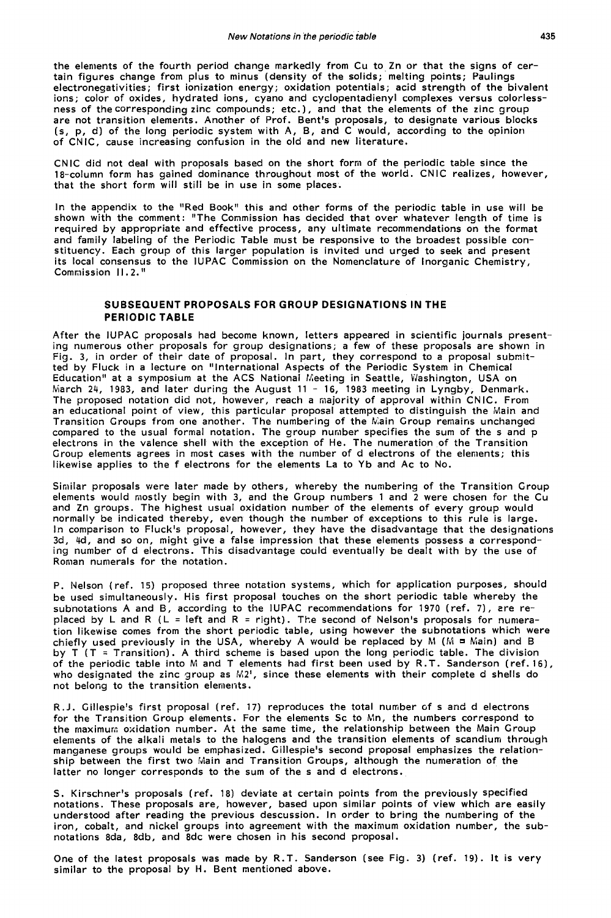the elements of the fourth period change markedly from Cu to Zn or that the signs of certain figures change from plus to minus (density of the solids; melting points; Paulings electronegativities; first ionization energy; oxidation potentials; acid strength of the bivalent ions; color of oxides, hydrated ions, cyano and cyclopentadienyl complexes versus colorlessness of the corresponding zinc compounds; etc.), and that the elements of the zinc group are not transition elements. Another of Prof. Bent's proposals, to designate various blocks (s, p, d) of the long periodic system with A, B, and C would, according to the opinion of CNIC, cause increasing confusion in the old and new literature.

CNIC did not deal with proposals based on the short form of the periodic table since the 18-column form has gained dominance throughout most of the world. CNIC realizes, however, that the short form will still be in use in some places.

In the appendix to the "Red Book" this and other forms of the periodic table in use will be shown with the comment: "The Commission has decided that over whatever length of time is required by appropriate and effective process, any ultimate recommendations on the format and family labeling of the Periodic Table must be responsive to the broadest possible constituency. Each group of this larger population is invited und urged to seek and present its local consensus to the IUPAC Commission on the Nomenclature of Inorganic Chemistry, Commission II.2."

## SUBSEQUENT PROPOSALS FOR GROUP DESIGNATIONS IN THE PERIODIC TABLE

After the IUPAC proposals had become known, letters appeared in scientific journals presenting numerous other proposals for group designations; a few of these proposals are shown in Fig. 3, in order of their date of proposal. In part, they correspond to a proposal submitted by Fluck in a lecture on "International Aspects of the Periodic System in Chemical Education" at a symposium at the ACS National Meeting in Seattle, Washington, USA on March 24, 1983, and later during the August 11 - 16, 1983 meeting in Lyngby, Denmark. The proposed notation did not, however, reach a majority of approval within CNIC. From an educational point of view, this particular proposal attempted to distinguish the Main and Transition Groups from one another. The numbering of the Main Group remains unchanged compared to the usual formal notation. The group number specifies the sum of the s and p electrons in the valence shell with the exception of He. The numeration of the Transition Group elements agrees in most cases with the number of d electrons of the elements; this likewise applies to the f electrons for the elements La to Yb and Ac to No.

Similar proposals were later made by others, whereby the numbering of the Transition Group elements would mostly begin with 3, and the Group numbers 1 and 2 were chosen for the Cu and Zn groups. The highest usual oxidation number of the elements of every group would normally be indicated thereby, even though the number of exceptions to this rule is large. In comparison to Fluck's proposal, however, they have the disadvantage that the designations 3d, 4d, and so on, might give a false impression that these elements possess a corresponding number of d electrons. This disadvantage could eventually be dealt with by the use of Roman numerals for the notation.

P. Nelson (ref. 15) proposed three notation systems, which for application purposes, should be used simultaneously. His first proposal touches on the short periodic table whereby the subnotations A and B, according to the IUPAC recommendations for 1970 (ref. 7), are replaced by L and R (L = left and R = right). The second of Nelson's proposals for numeration likewise comes from the short periodic table, using however the subnotations which were chiefly used previously in the USA, whereby A would be replaced by M (M = Main) and B by T (T = Transition). A third scheme is based upon the long periodic table. The division of the periodic table into M and T elements had first been used by R.T. Sanderson (ref. 16), who designated the zinc group as M2', since these elements with their complete d shells do not belong to the transition elements.

R.J. Gillespie's first proposal (ref. 17) reproduces the total number of s and d electrons for the Transition Group elements. For the elements Sc to Mn, the numbers correspond to the maximum oxidation number. At the same time, the relationship between the Main Group elements of the alkali metals to the halogens and the transition elements of scandium through manganese groups would be emphasized. Gillespie's second proposal emphasizes the relationship between the first two Main and Transition Groups, although the numeration of the latter no longer corresponds to the sum of the s and d electrons.

S. Kirschner's proposals (ref. 18) deviate at certain points from the previously specified notations. These proposals are, however, based upon similar points of view which are easily understood after reading the previous descussion. In order to bring the numbering of the iron, cobalt, and nickel groups into agreement with the maximum oxidation number, the subnotations 8da, 8db, and 8dc were chosen in his second proposal.

One of the latest proposals was made by R.T. Sanderson (see Fig. 3) (ref. 19). It is very similar to the proposal by H. Bent mentioned above.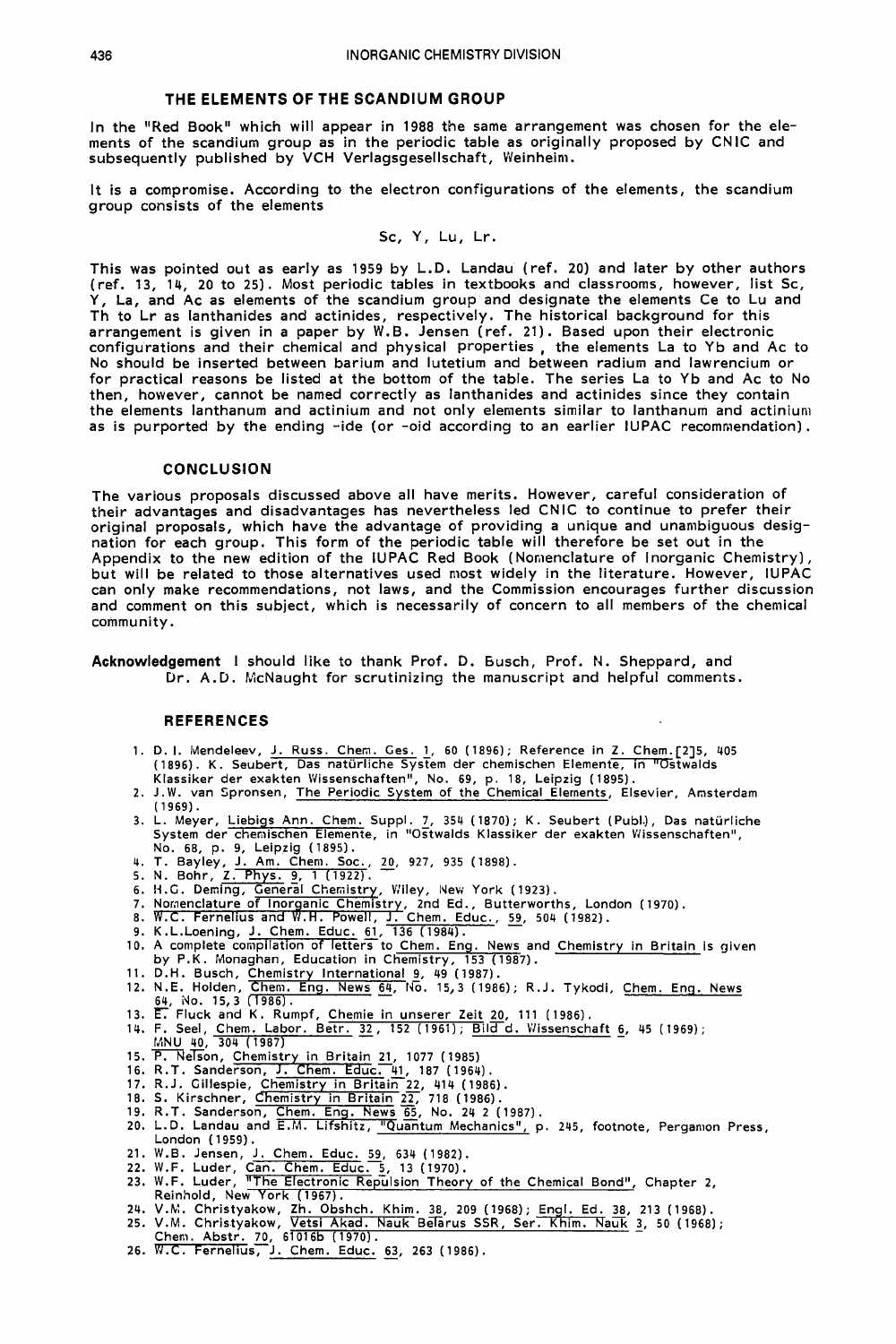### THE ELEMENTS OF THE SCANDIUM GROUP

In the "Red Book" which will appear in 1988 the same arrangement was chosen for the elements of the scandium group as in the periodic table as originally proposed by CNIC and subsequently published by VCH Verlagsgesellschaft, Weinheim.

It is a compromise. According to the electron configurations of the elements, the scandium group consists of the elements

Sc, Y, Lu, Lr.

This was pointed out as early as 1959 by L.D. Landau (ref. 20) and later by other authors (ref. 13, 14, 20 to 25). Most periodic tables in textbooks and classrooms, however, list Sc, Y, La, and Ac as elements of the scandium group and designate the elements Ce to Lu and Th to Lr as lanthanides and actinides, respectively. The historical background for this arrangement is given in a paper by W.B. Jensen (ref. 21). Based upon their electronic configurations and their chemical and physical properties, the elements La to Yb and Ac to No should be inserted between barium and lutetium and between radium and lawrencium or for practical reasons be listed at the bottom of the table. The series La to Yb and Ac to No then, however, cannot be named correctly as lanthanides and actinides since they contain the elements lanthanum and actinium and not only elements similar to lanthanum and actinium as is purported by the ending -ide (or -oid according to an earlier IUPAC recommendation).

### CONCLUSION

The various proposals discussed above all have merits. However, careful consideration of their advantages and disadvantages has nevertheless led CNIC to continue to prefer their original proposals, which have the advantage of providing a unique and unambiguous designation for each group. This form of the periodic table will therefore be set out in the Appendix to the new edition of the IUPAC Red Book (Nomenclature of Inorganic Chemistry), but will be related to those alternatives used most widely in the literature. However, IUPAC can only make recommendations, not laws, and the Commission encourages further discussion and comment on this subject, which is necessarily of concern to all members of the chemical community.

**Acknowledgement** I should like to thank Prof. D. Busch, Prof. N. Sheppard, and Dr. A.D. McNaught for scrutinizing the manuscript and helpful comments.

### REFERENCES

1. D. I. Mendeleev, J. Russ. Chem. Ges. 1, 60 (1896); Reference in Z. Chem. [2]5, 405 (1896). K. Seubert, Das natürliche System der chemischen Elemente, in "Ostwalds Klassiker der exakten Wissenschaften", No. 69, p. 18, Leipzig (1895).
2. J.W. van Spronsen, The Periodic System of the Chemical Elements, Elsevier, Amsterdam (1969).
3. L. Meyer, Liebigs Ann. Chem. Suppl. 7, 354 (1870); K. Seubert (Publ.), Das natürliche System der chemischen Elemente, in "Ostwalds Klassiker der exakten Wissenschaften", No. 68, p. 9, Leipzig (1895).
4. T. Bayley, J. Am. Chem. Soc., 20, 927, 935 (1898).
5. N. Bohr, Z. Phys. 9, 1 (1922).
6. H.G. Deming, General Chemistry, Wiley, New York (1923).
7. Nomenclature of Inorganic Chemistry, 2nd Ed., Butterworths, London (1970).
8. W.C. Fernelius and W.H. Powell, J. Chem. Educ., 59, 504 (1982).
9. K.L.Loening, J. Chem. Educ. 61, 136 (1984).
10. A complete compilation of letters to Chem. Eng. News and Chemistry in Britain is given by P.K. Monaghan, Education in Chemistry, 153 (1987).
11. D.H. Busch, Chemistry International 9, 49 (1987).
12. N.E. Holden, Chem. Eng. News 64, No. 15,3 (1986); R.J. Tykodi, Chem. Eng. News 64, No. 15,3 (1986).
13. E. Fluck and K. Rumpf, Chemie in unserer Zeit 20, 111 (1986).
14. F. Seel, Chem. Labor. Betr. 32, 152 (1961); Bild d. Wissenschaft 6, 45 (1969); MNU 40, 304 (1987)
15. P. Nelson, Chemistry in Britain 21, 1077 (1985)
16. R.T. Sanderson, J. Chem. Educ. 41, 187 (1964).
17. R.J. Gillespie, Chemistry in Britain 22, 414 (1986).
18. S. Kirschner, Chemistry in Britain 22, 718 (1986).
19. R.T. Sanderson, Chem. Eng. News 65, No. 24 2 (1987).
20. L.D. Landau and E.M. Lifshitz, "Quantum Mechanics", p. 245, footnote, Pergamon Press, London (1959).
21. W.B. Jensen, J. Chem. Educ. 59, 634 (1982).
22. W.F. Luder, Can. Chem. Educ. 5, 13 (1970).
23. W.F. Luder, "The Electronic Repulsion Theory of the Chemical Bond", Chapter 2, Reinhold, New York (1967).
24. V.M. Christyakow, Zh. Obshch. Khim. 38, 209 (1968); Engl. Ed. 38, 213 (1968).
25. V.M. Christyakow, Vetsi Akad. Nauk Belarus SSR, Ser. Khim. Nauk 3, 50 (1968); Chem. Abstr. 70, 61016b (1970).
26. W.C. Fernelius, J. Chem. Educ. 63, 263 (1986).